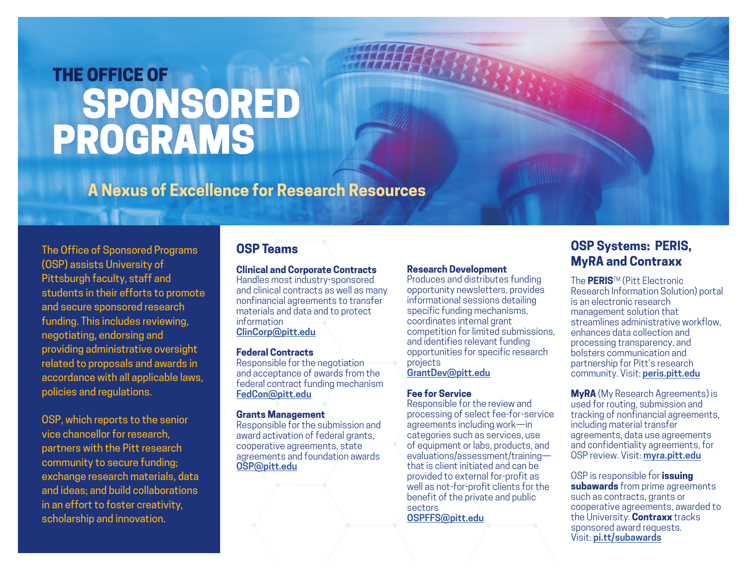# THE OFFICE OF SPONSORED PROGRAMS

**A Nexus of Excellence for Research Resources**

The Office of Sponsored Programs (OSP) assists University of Pittsburgh faculty, staff and students in their efforts to promote and secure sponsored research funding. This includes reviewing, negotiating, endorsing and providing administrative oversight related to proposals and awards in accordance with all applicable laws, policies and regulations.

OSP, which reports to the senior vice chancellor for research, partners with the Pitt research community to secure funding; exchange research materials, data and ideas; and build collaborations in an effort to foster creativity, scholarship and innovation.

## OSP Teams

**Clinical and Corporate Contracts**
Handles most industry-sponsored and clinical contracts as well as many nonfinancial agreements to transfer materials and data and to protect information
ClinCorp@pitt.edu

**Federal Contracts**
Responsible for the negotiation and acceptance of awards from the federal contract funding mechanism
FedCon@pitt.edu

**Grants Management**
Responsible for the submission and award activation of federal grants, cooperative agreements, state agreements and foundation awards
OSP@pitt.edu

**Research Development**
Produces and distributes funding opportunity newsletters, provides informational sessions detailing specific funding mechanisms, coordinates internal grant competition for limited submissions, and identifies relevant funding opportunities for specific research projects
GrantDev@pitt.edu

**Fee for Service**
Responsible for the review and processing of select fee-for-service agreements including work—in categories such as services, use of equipment or labs, products, and evaluations/assessment/training—that is client initiated and can be provided to external for-profit as well as not-for-profit clients for the benefit of the private and public sectors
OSPFFS@pitt.edu

## OSP Systems: PERIS, MyRA and Contraxx

The **PERIS**™ (Pitt Electronic Research Information Solution) portal is an electronic research management solution that streamlines administrative workflow, enhances data collection and processing transparency, and bolsters communication and partnership for Pitt's research community. Visit: **peris.pitt.edu**

**MyRA** (My Research Agreements) is used for routing, submission and tracking of nonfinancial agreements, including material transfer agreements, data use agreements and confidentiality agreements, for OSP review. Visit: **myra.pitt.edu**

OSP is responsible for **issuing subawards** from prime agreements such as contracts, grants or cooperative agreements, awarded to the University. **Contraxx** tracks sponsored award requests.
Visit: **pi.tt/subawards**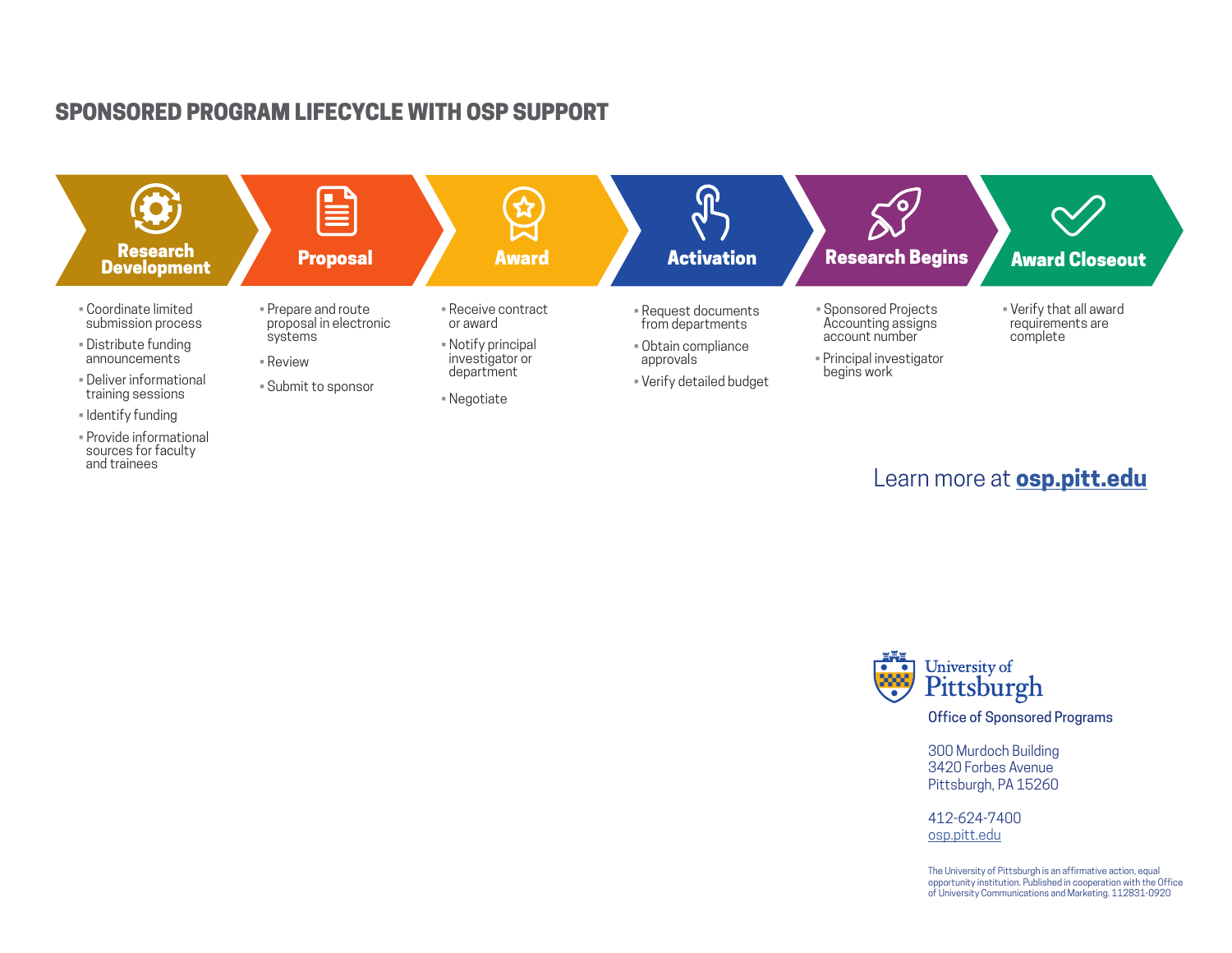# SPONSORED PROGRAM LIFECYCLE WITH OSP SUPPORT

## Research Development

- Coordinate limited submission process
- Distribute funding announcements
- Deliver informational training sessions
- Identify funding
- Provide informational sources for faculty and trainees

## Proposal

- Prepare and route proposal in electronic systems
- Review
- Submit to sponsor

## Award

- Receive contract or award
- Notify principal investigator or department
- Negotiate

## Activation

- Request documents from departments
- Obtain compliance approvals
- Verify detailed budget

## Research Begins

- Sponsored Projects Accounting assigns account number
- Principal investigator begins work

## Award Closeout

- Verify that all award requirements are complete

Learn more at **osp.pitt.edu**

University of Pittsburgh
Office of Sponsored Programs

300 Murdoch Building
3420 Forbes Avenue
Pittsburgh, PA 15260

412-624-7400
osp.pitt.edu

The University of Pittsburgh is an affirmative action, equal opportunity institution. Published in cooperation with the Office of University Communications and Marketing. 112831-0920